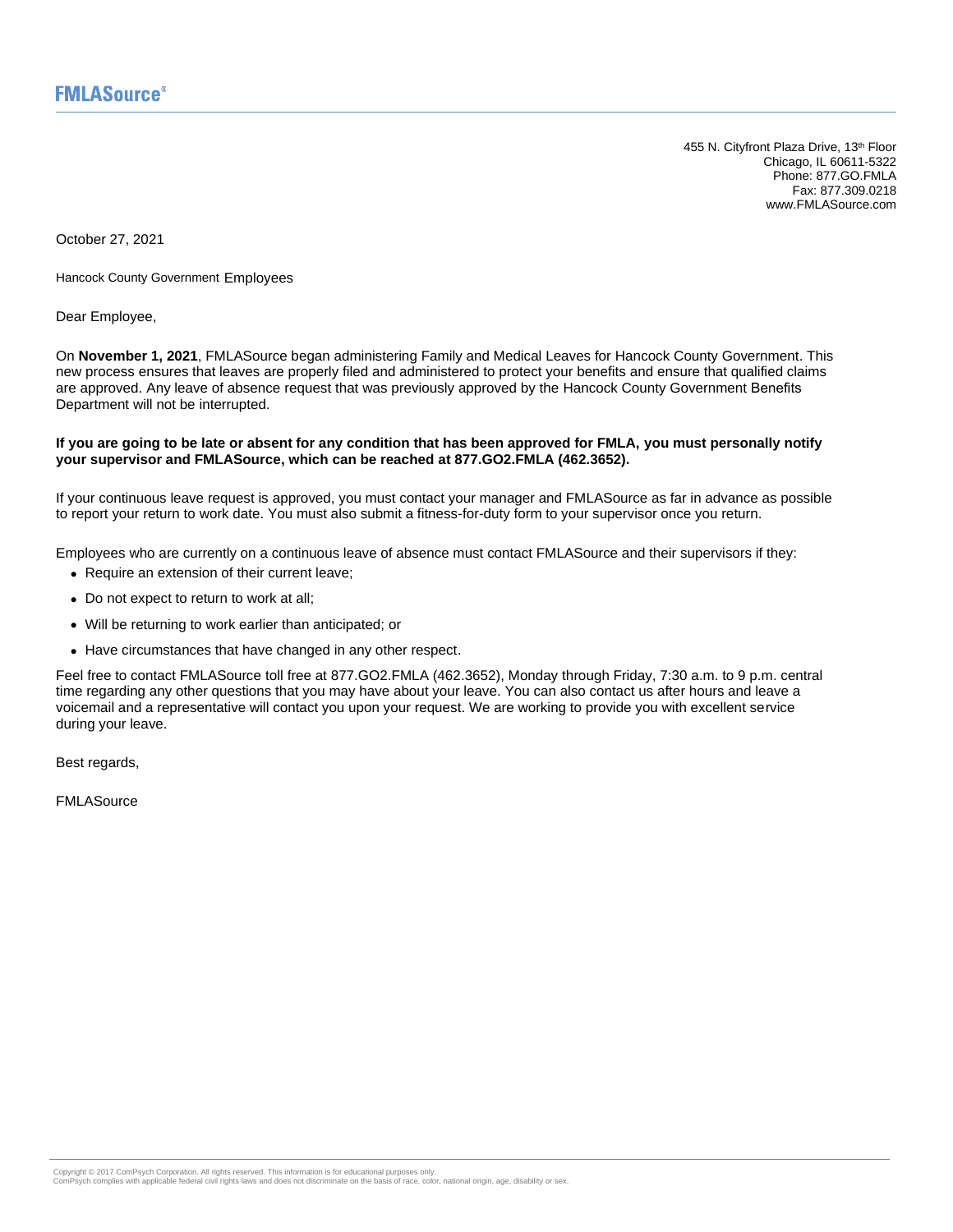**FMLASource®**

455 N. Cityfront Plaza Drive, 13th Floor
Chicago, IL 60611-5322
Phone: 877.GO.FMLA
Fax: 877.309.0218
www.FMLASource.com

October 27, 2021

Hancock County Government Employees

Dear Employee,

On **November 1, 2021**, FMLASource began administering Family and Medical Leaves for Hancock County Government. This new process ensures that leaves are properly filed and administered to protect your benefits and ensure that qualified claims are approved. Any leave of absence request that was previously approved by the Hancock County Government Benefits Department will not be interrupted.

**If you are going to be late or absent for any condition that has been approved for FMLA, you must personally notify your supervisor and FMLASource, which can be reached at 877.GO2.FMLA (462.3652).**

If your continuous leave request is approved, you must contact your manager and FMLASource as far in advance as possible to report your return to work date. You must also submit a fitness-for-duty form to your supervisor once you return.

Employees who are currently on a continuous leave of absence must contact FMLASource and their supervisors if they:

- Require an extension of their current leave;
- Do not expect to return to work at all;
- Will be returning to work earlier than anticipated; or
- Have circumstances that have changed in any other respect.

Feel free to contact FMLASource toll free at 877.GO2.FMLA (462.3652), Monday through Friday, 7:30 a.m. to 9 p.m. central time regarding any other questions that you may have about your leave. You can also contact us after hours and leave a voicemail and a representative will contact you upon your request. We are working to provide you with excellent service during your leave.

Best regards,

FMLASource

Copyright © 2017 ComPsych Corporation. All rights reserved. This information is for educational purposes only.
ComPsych complies with applicable federal civil rights laws and does not discriminate on the basis of race, color, national origin, age, disability or sex.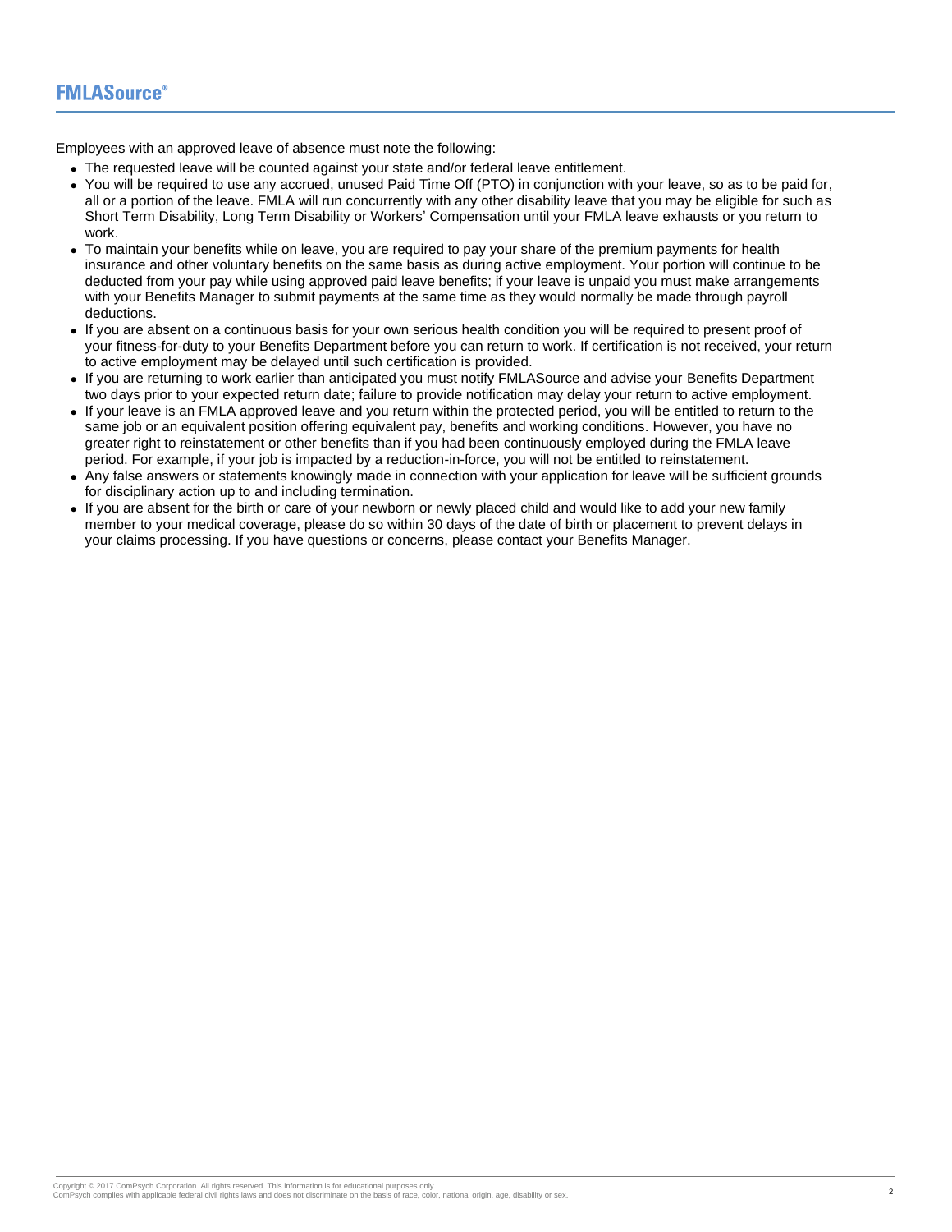Employees with an approved leave of absence must note the following:

- The requested leave will be counted against your state and/or federal leave entitlement.
- You will be required to use any accrued, unused Paid Time Off (PTO) in conjunction with your leave, so as to be paid for, all or a portion of the leave. FMLA will run concurrently with any other disability leave that you may be eligible for such as Short Term Disability, Long Term Disability or Workers' Compensation until your FMLA leave exhausts or you return to work.
- To maintain your benefits while on leave, you are required to pay your share of the premium payments for health insurance and other voluntary benefits on the same basis as during active employment. Your portion will continue to be deducted from your pay while using approved paid leave benefits; if your leave is unpaid you must make arrangements with your Benefits Manager to submit payments at the same time as they would normally be made through payroll deductions.
- If you are absent on a continuous basis for your own serious health condition you will be required to present proof of your fitness-for-duty to your Benefits Department before you can return to work. If certification is not received, your return to active employment may be delayed until such certification is provided.
- If you are returning to work earlier than anticipated you must notify FMLASource and advise your Benefits Department two days prior to your expected return date; failure to provide notification may delay your return to active employment.
- If your leave is an FMLA approved leave and you return within the protected period, you will be entitled to return to the same job or an equivalent position offering equivalent pay, benefits and working conditions. However, you have no greater right to reinstatement or other benefits than if you had been continuously employed during the FMLA leave period. For example, if your job is impacted by a reduction-in-force, you will not be entitled to reinstatement.
- Any false answers or statements knowingly made in connection with your application for leave will be sufficient grounds for disciplinary action up to and including termination.
- If you are absent for the birth or care of your newborn or newly placed child and would like to add your new family member to your medical coverage, please do so within 30 days of the date of birth or placement to prevent delays in your claims processing. If you have questions or concerns, please contact your Benefits Manager.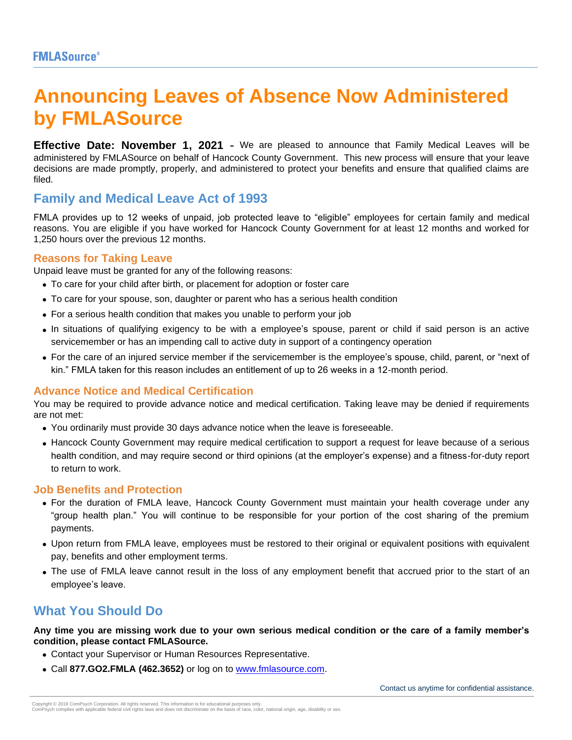# Announcing Leaves of Absence Now Administered by FMLASource

**Effective Date: November 1, 2021 -** We are pleased to announce that Family Medical Leaves will be administered by FMLASource on behalf of Hancock County Government. This new process will ensure that your leave decisions are made promptly, properly, and administered to protect your benefits and ensure that qualified claims are filed.

## Family and Medical Leave Act of 1993

FMLA provides up to 12 weeks of unpaid, job protected leave to "eligible" employees for certain family and medical reasons. You are eligible if you have worked for Hancock County Government for at least 12 months and worked for 1,250 hours over the previous 12 months.

### Reasons for Taking Leave

Unpaid leave must be granted for any of the following reasons:

- To care for your child after birth, or placement for adoption or foster care
- To care for your spouse, son, daughter or parent who has a serious health condition
- For a serious health condition that makes you unable to perform your job
- In situations of qualifying exigency to be with a employee's spouse, parent or child if said person is an active servicemember or has an impending call to active duty in support of a contingency operation
- For the care of an injured service member if the servicemember is the employee's spouse, child, parent, or "next of kin." FMLA taken for this reason includes an entitlement of up to 26 weeks in a 12-month period.

### Advance Notice and Medical Certification

You may be required to provide advance notice and medical certification. Taking leave may be denied if requirements are not met:

- You ordinarily must provide 30 days advance notice when the leave is foreseeable.
- Hancock County Government may require medical certification to support a request for leave because of a serious health condition, and may require second or third opinions (at the employer's expense) and a fitness-for-duty report to return to work.

### Job Benefits and Protection

- For the duration of FMLA leave, Hancock County Government must maintain your health coverage under any "group health plan." You will continue to be responsible for your portion of the cost sharing of the premium payments.
- Upon return from FMLA leave, employees must be restored to their original or equivalent positions with equivalent pay, benefits and other employment terms.
- The use of FMLA leave cannot result in the loss of any employment benefit that accrued prior to the start of an employee's leave.

## What You Should Do

**Any time you are missing work due to your own serious medical condition or the care of a family member's condition, please contact FMLASource.**

- Contact your Supervisor or Human Resources Representative.
- Call **877.GO2.FMLA (462.3652)** or log on to www.fmlasource.com.

Contact us anytime for confidential assistance.

Copyright © 2016 ComPsych Corporation. All rights reserved. This information is for educational purposes only.
ComPsych complies with applicable federal civil rights laws and does not discriminate on the basis of race, color, national origin, age, disability or sex.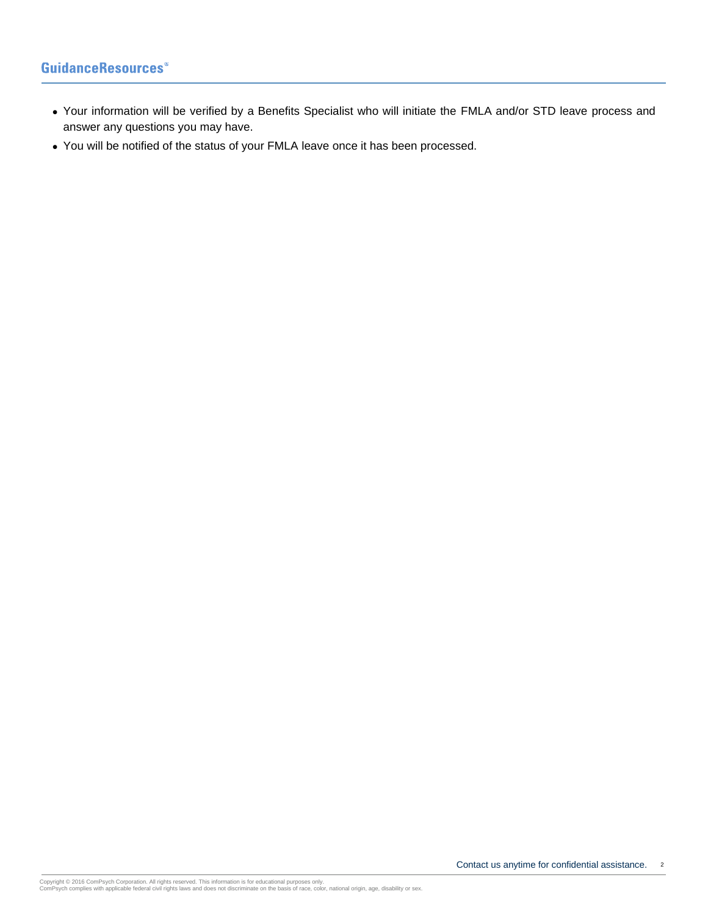- Your information will be verified by a Benefits Specialist who will initiate the FMLA and/or STD leave process and answer any questions you may have.
- You will be notified of the status of your FMLA leave once it has been processed.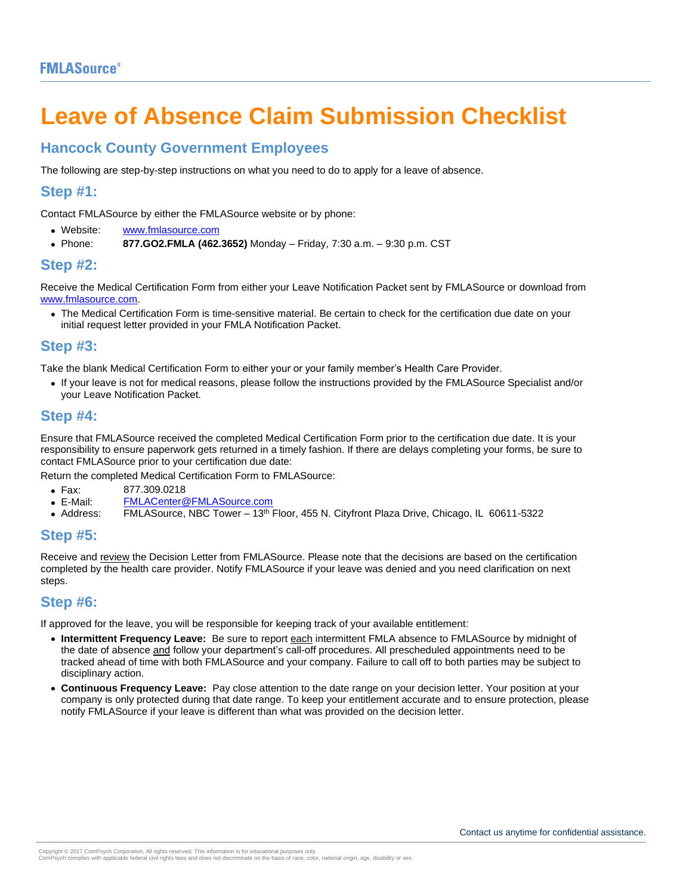FMLASource®

# Leave of Absence Claim Submission Checklist

## Hancock County Government Employees

The following are step-by-step instructions on what you need to do to apply for a leave of absence.

## Step #1:

Contact FMLASource by either the FMLASource website or by phone:

- Website: www.fmlasource.com
- Phone: **877.GO2.FMLA (462.3652)** Monday – Friday, 7:30 a.m. – 9:30 p.m. CST

## Step #2:

Receive the Medical Certification Form from either your Leave Notification Packet sent by FMLASource or download from www.fmlasource.com.

- The Medical Certification Form is time-sensitive material. Be certain to check for the certification due date on your initial request letter provided in your FMLA Notification Packet.

## Step #3:

Take the blank Medical Certification Form to either your or your family member's Health Care Provider.

- If your leave is not for medical reasons, please follow the instructions provided by the FMLASource Specialist and/or your Leave Notification Packet.

## Step #4:

Ensure that FMLASource received the completed Medical Certification Form prior to the certification due date. It is your responsibility to ensure paperwork gets returned in a timely fashion. If there are delays completing your forms, be sure to contact FMLASource prior to your certification due date:

Return the completed Medical Certification Form to FMLASource:

- Fax: 877.309.0218
- E-Mail: FMLACenter@FMLASource.com
- Address: FMLASource, NBC Tower – 13th Floor, 455 N. Cityfront Plaza Drive, Chicago, IL 60611-5322

## Step #5:

Receive and review the Decision Letter from FMLASource. Please note that the decisions are based on the certification completed by the health care provider. Notify FMLASource if your leave was denied and you need clarification on next steps.

## Step #6:

If approved for the leave, you will be responsible for keeping track of your available entitlement:

- **Intermittent Frequency Leave:** Be sure to report each intermittent FMLA absence to FMLASource by midnight of the date of absence and follow your department's call-off procedures. All prescheduled appointments need to be tracked ahead of time with both FMLASource and your company. Failure to call off to both parties may be subject to disciplinary action.
- **Continuous Frequency Leave:** Pay close attention to the date range on your decision letter. Your position at your company is only protected during that date range. To keep your entitlement accurate and to ensure protection, please notify FMLASource if your leave is different than what was provided on the decision letter.

Contact us anytime for confidential assistance.

Copyright © 2017 ComPsych Corporation. All rights reserved. This information is for educational purposes only.
ComPsych complies with applicable federal civil rights laws and does not discriminate on the basis of race, color, national origin, age, disability or sex.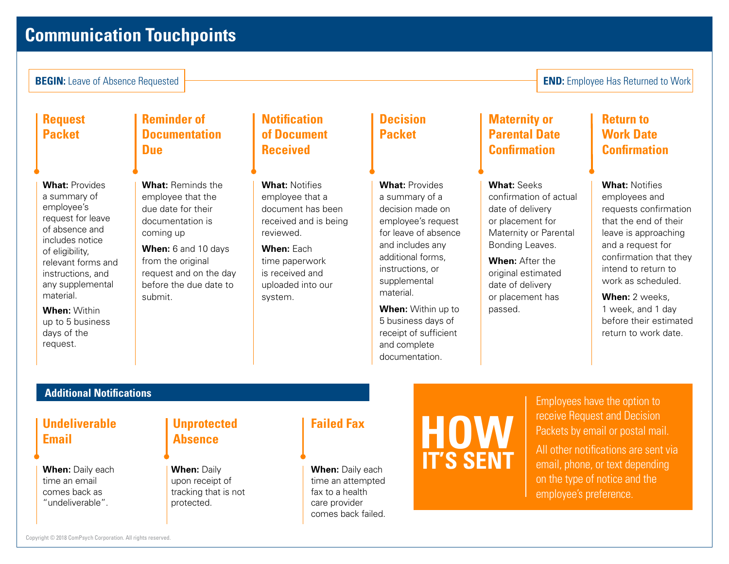# Communication Touchpoints

**BEGIN:** Leave of Absence Requested

**END:** Employee Has Returned to Work

### Request Packet

**What:** Provides a summary of employee's request for leave of absence and includes notice of eligibility, relevant forms and instructions, and any supplemental material.

**When:** Within up to 5 business days of the request.

### Reminder of Documentation Due

**What:** Reminds the employee that the due date for their documentation is coming up

**When:** 6 and 10 days from the original request and on the day before the due date to submit.

### Notification of Document Received

**What:** Notifies employee that a document has been received and is being reviewed.

**When:** Each time paperwork is received and uploaded into our system.

### Decision Packet

**What:** Provides a summary of a decision made on employee's request for leave of absence and includes any additional forms, instructions, or supplemental material.

**When:** Within up to 5 business days of receipt of sufficient and complete documentation.

### Maternity or Parental Date Confirmation

**What:** Seeks confirmation of actual date of delivery or placement for Maternity or Parental Bonding Leaves.

**When:** After the original estimated date of delivery or placement has passed.

### Return to Work Date Confirmation

**What:** Notifies employees and requests confirmation that the end of their leave is approaching and a request for confirmation that they intend to return to work as scheduled.

**When:** 2 weeks, 1 week, and 1 day before their estimated return to work date.

## Additional Notifications

### Undeliverable Email

**When:** Daily each time an email comes back as "undeliverable".

### Unprotected Absence

**When:** Daily upon receipt of tracking that is not protected.

### Failed Fax

**When:** Daily each time an attempted fax to a health care provider comes back failed.

## HOW IT'S SENT

Employees have the option to receive Request and Decision Packets by email or postal mail.

All other notifications are sent via email, phone, or text depending on the type of notice and the employee's preference.

Copyright © 2018 ComPsych Corporation. All rights reserved.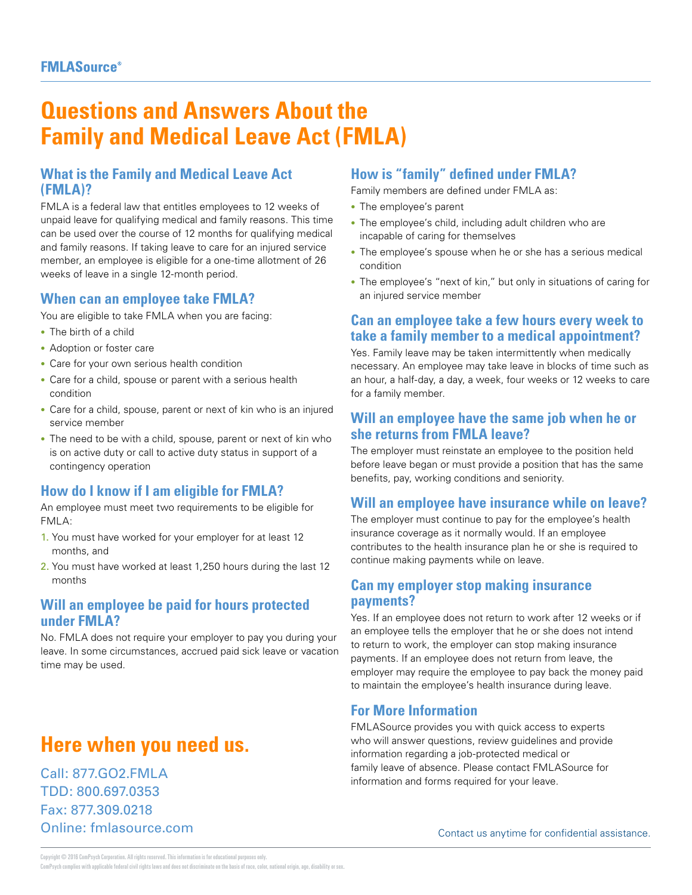FMLASource®

# Questions and Answers About the Family and Medical Leave Act (FMLA)

## What is the Family and Medical Leave Act (FMLA)?

FMLA is a federal law that entitles employees to 12 weeks of unpaid leave for qualifying medical and family reasons. This time can be used over the course of 12 months for qualifying medical and family reasons. If taking leave to care for an injured service member, an employee is eligible for a one-time allotment of 26 weeks of leave in a single 12-month period.

## When can an employee take FMLA?

You are eligible to take FMLA when you are facing:

- The birth of a child
- Adoption or foster care
- Care for your own serious health condition
- Care for a child, spouse or parent with a serious health condition
- Care for a child, spouse, parent or next of kin who is an injured service member
- The need to be with a child, spouse, parent or next of kin who is on active duty or call to active duty status in support of a contingency operation

## How do I know if I am eligible for FMLA?

An employee must meet two requirements to be eligible for FMLA:

1. You must have worked for your employer for at least 12 months, and
2. You must have worked at least 1,250 hours during the last 12 months

## Will an employee be paid for hours protected under FMLA?

No. FMLA does not require your employer to pay you during your leave. In some circumstances, accrued paid sick leave or vacation time may be used.

## How is "family" defined under FMLA?

Family members are defined under FMLA as:

- The employee's parent
- The employee's child, including adult children who are incapable of caring for themselves
- The employee's spouse when he or she has a serious medical condition
- The employee's "next of kin," but only in situations of caring for an injured service member

## Can an employee take a few hours every week to take a family member to a medical appointment?

Yes. Family leave may be taken intermittently when medically necessary. An employee may take leave in blocks of time such as an hour, a half-day, a day, a week, four weeks or 12 weeks to care for a family member.

## Will an employee have the same job when he or she returns from FMLA leave?

The employer must reinstate an employee to the position held before leave began or must provide a position that has the same benefits, pay, working conditions and seniority.

## Will an employee have insurance while on leave?

The employer must continue to pay for the employee's health insurance coverage as it normally would. If an employee contributes to the health insurance plan he or she is required to continue making payments while on leave.

## Can my employer stop making insurance payments?

Yes. If an employee does not return to work after 12 weeks or if an employee tells the employer that he or she does not intend to return to work, the employer can stop making insurance payments. If an employee does not return from leave, the employer may require the employee to pay back the money paid to maintain the employee's health insurance during leave.

## For More Information

FMLASource provides you with quick access to experts who will answer questions, review guidelines and provide information regarding a job-protected medical or family leave of absence. Please contact FMLASource for information and forms required for your leave.

## Here when you need us.

Call: 877.GO2.FMLA
TDD: 800.697.0353
Fax: 877.309.0218
Online: fmlasource.com

Contact us anytime for confidential assistance.

Copyright © 2016 ComPsych Corporation. All rights reserved. This information is for educational purposes only.
ComPsych complies with applicable federal civil rights laws and does not discriminate on the basis of race, color, national origin, age, disability or sex.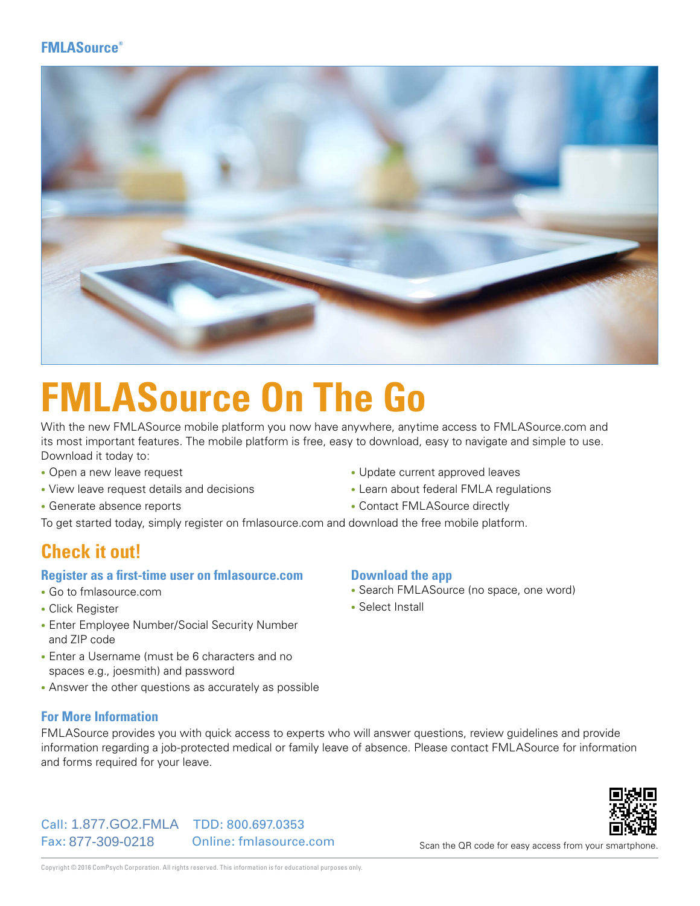FMLASource®

# FMLASource On The Go

With the new FMLASource mobile platform you now have anywhere, anytime access to FMLASource.com and its most important features. The mobile platform is free, easy to download, easy to navigate and simple to use. Download it today to:

- Open a new leave request
- View leave request details and decisions
- Generate absence reports
- Update current approved leaves
- Learn about federal FMLA regulations
- Contact FMLASource directly

To get started today, simply register on fmlasource.com and download the free mobile platform.

## Check it out!

### Register as a first-time user on fmlasource.com

- Go to fmlasource.com
- Click Register
- Enter Employee Number/Social Security Number and ZIP code
- Enter a Username (must be 6 characters and no spaces e.g., joesmith) and password
- Answer the other questions as accurately as possible

### Download the app

- Search FMLASource (no space, one word)
- Select Install

### For More Information

FMLASource provides you with quick access to experts who will answer questions, review guidelines and provide information regarding a job-protected medical or family leave of absence. Please contact FMLASource for information and forms required for your leave.

Call: 1.877.GO2.FMLA TDD: 800.697.0353
Fax: 877-309-0218 Online: fmlasource.com

Scan the QR code for easy access from your smartphone.

Copyright © 2016 ComPsych Corporation. All rights reserved. This information is for educational purposes only.